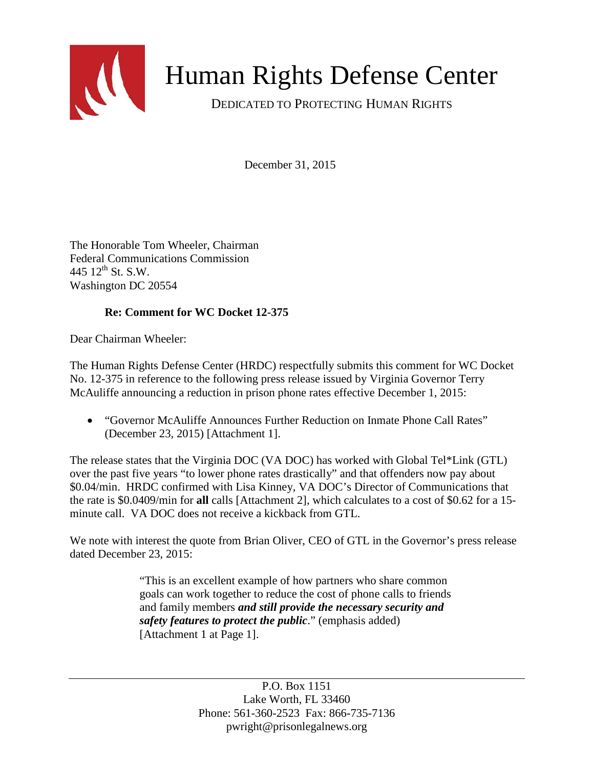# Human Rights Defense Center

DEDICATED TO PROTECTING HUMAN RIGHTS

December 31, 2015

The Honorable Tom Wheeler, Chairman
Federal Communications Commission
445 12th St. S.W.
Washington DC 20554

**Re: Comment for WC Docket 12-375**

Dear Chairman Wheeler:

The Human Rights Defense Center (HRDC) respectfully submits this comment for WC Docket No. 12-375 in reference to the following press release issued by Virginia Governor Terry McAuliffe announcing a reduction in prison phone rates effective December 1, 2015:

- "Governor McAuliffe Announces Further Reduction on Inmate Phone Call Rates" (December 23, 2015) [Attachment 1].

The release states that the Virginia DOC (VA DOC) has worked with Global Tel*Link (GTL) over the past five years "to lower phone rates drastically" and that offenders now pay about $0.04/min. HRDC confirmed with Lisa Kinney, VA DOC's Director of Communications that the rate is $0.0409/min for **all** calls [Attachment 2], which calculates to a cost of $0.62 for a 15-minute call. VA DOC does not receive a kickback from GTL.

We note with interest the quote from Brian Oliver, CEO of GTL in the Governor's press release dated December 23, 2015:

> "This is an excellent example of how partners who share common goals can work together to reduce the cost of phone calls to friends and family members ***and still provide the necessary security and safety features to protect the public***." (emphasis added) [Attachment 1 at Page 1].

P.O. Box 1151
Lake Worth, FL 33460
Phone: 561-360-2523 Fax: 866-735-7136
pwright@prisonlegalnews.org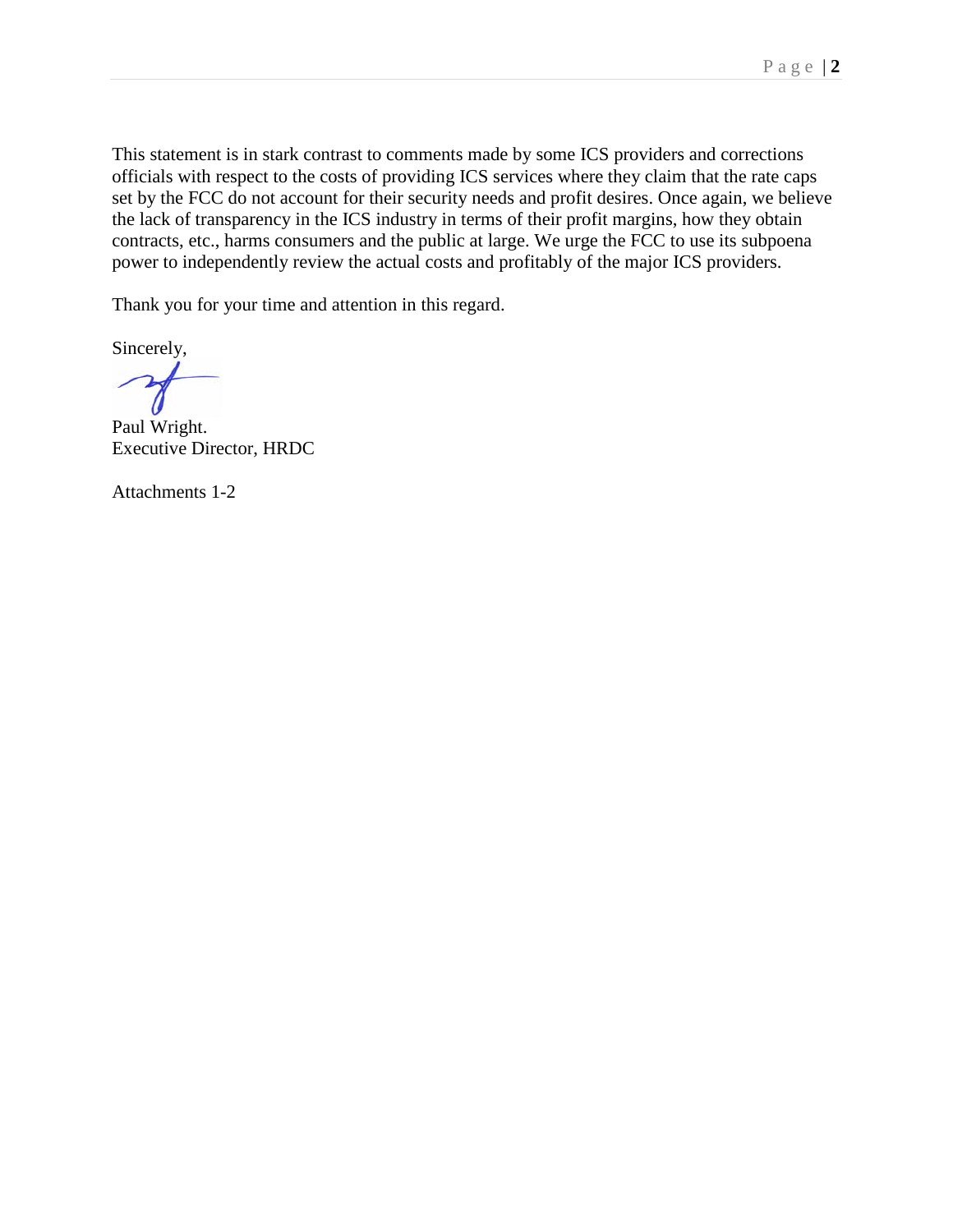This statement is in stark contrast to comments made by some ICS providers and corrections officials with respect to the costs of providing ICS services where they claim that the rate caps set by the FCC do not account for their security needs and profit desires. Once again, we believe the lack of transparency in the ICS industry in terms of their profit margins, how they obtain contracts, etc., harms consumers and the public at large. We urge the FCC to use its subpoena power to independently review the actual costs and profitably of the major ICS providers.

Thank you for your time and attention in this regard.

Sincerely,

Paul Wright.
Executive Director, HRDC

Attachments 1-2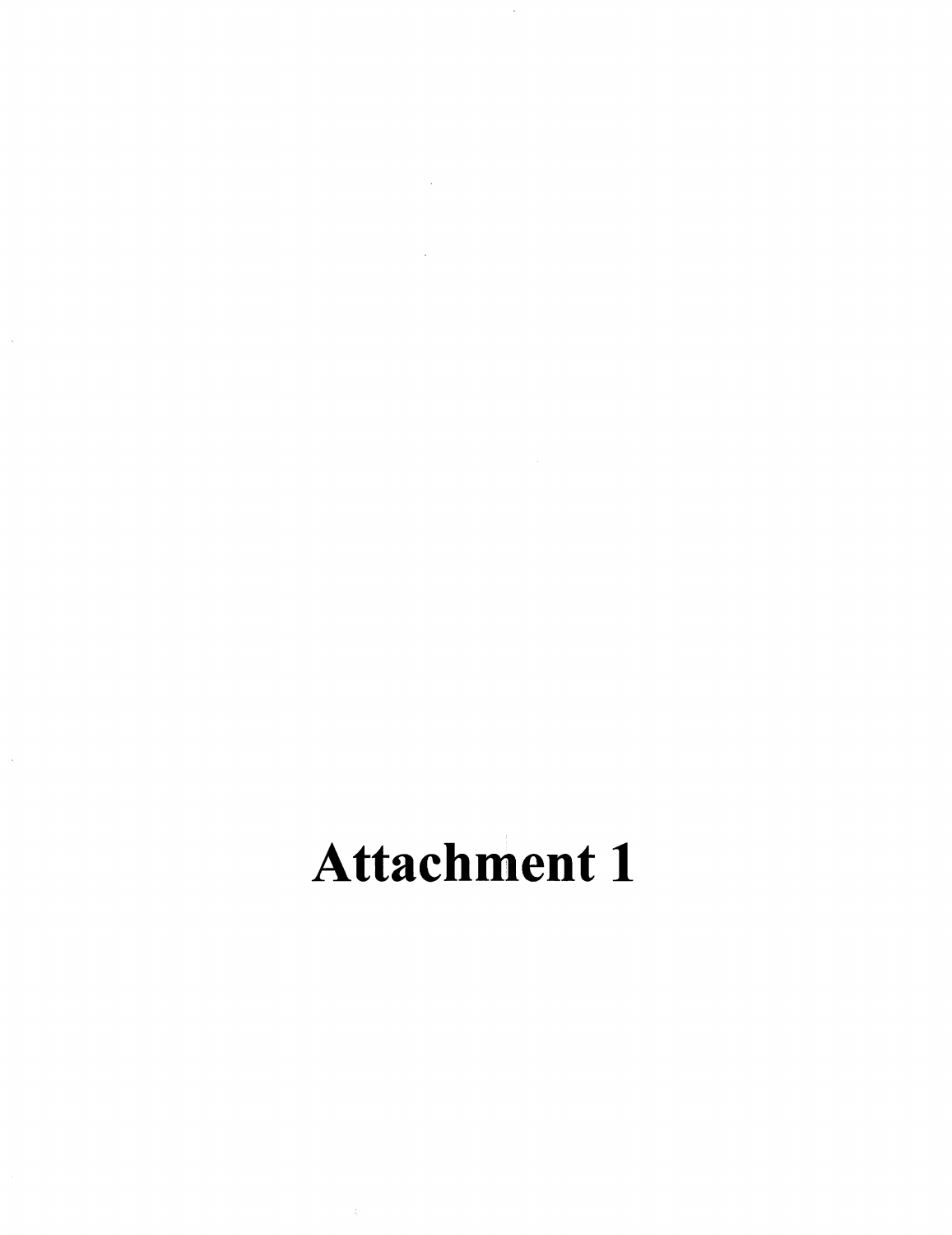# Attachment 1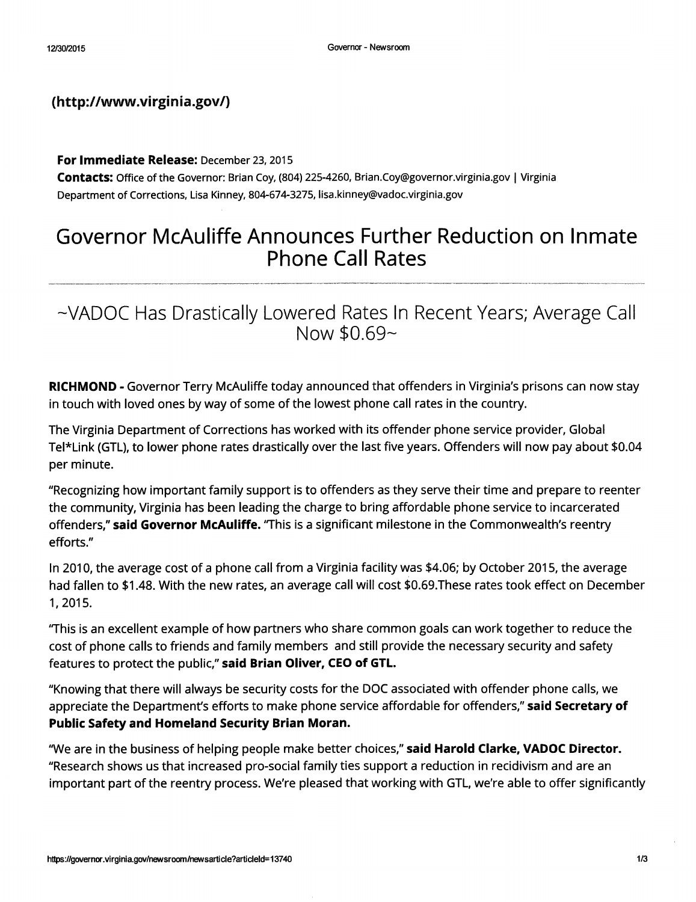(http://www.virginia.gov/)

**For Immediate Release:** December 23, 2015
**Contacts:** Office of the Governor: Brian Coy, (804) 225-4260, Brian.Coy@governor.virginia.gov | Virginia Department of Corrections, Lisa Kinney, 804-674-3275, lisa.kinney@vadoc.virginia.gov

# Governor McAuliffe Announces Further Reduction on Inmate Phone Call Rates

## ~VADOC Has Drastically Lowered Rates In Recent Years; Average Call Now $0.69~

**RICHMOND -** Governor Terry McAuliffe today announced that offenders in Virginia's prisons can now stay in touch with loved ones by way of some of the lowest phone call rates in the country.

The Virginia Department of Corrections has worked with its offender phone service provider, Global Tel*Link (GTL), to lower phone rates drastically over the last five years. Offenders will now pay about $0.04 per minute.

"Recognizing how important family support is to offenders as they serve their time and prepare to reenter the community, Virginia has been leading the charge to bring affordable phone service to incarcerated offenders," **said Governor McAuliffe.** "This is a significant milestone in the Commonwealth's reentry efforts."

In 2010, the average cost of a phone call from a Virginia facility was $4.06; by October 2015, the average had fallen to $1.48. With the new rates, an average call will cost $0.69.These rates took effect on December 1, 2015.

"This is an excellent example of how partners who share common goals can work together to reduce the cost of phone calls to friends and family members and still provide the necessary security and safety features to protect the public," **said Brian Oliver, CEO of GTL.**

"Knowing that there will always be security costs for the DOC associated with offender phone calls, we appreciate the Department's efforts to make phone service affordable for offenders," **said Secretary of Public Safety and Homeland Security Brian Moran.**

"We are in the business of helping people make better choices," **said Harold Clarke, VADOC Director.** "Research shows us that increased pro-social family ties support a reduction in recidivism and are an important part of the reentry process. We're pleased that working with GTL, we're able to offer significantly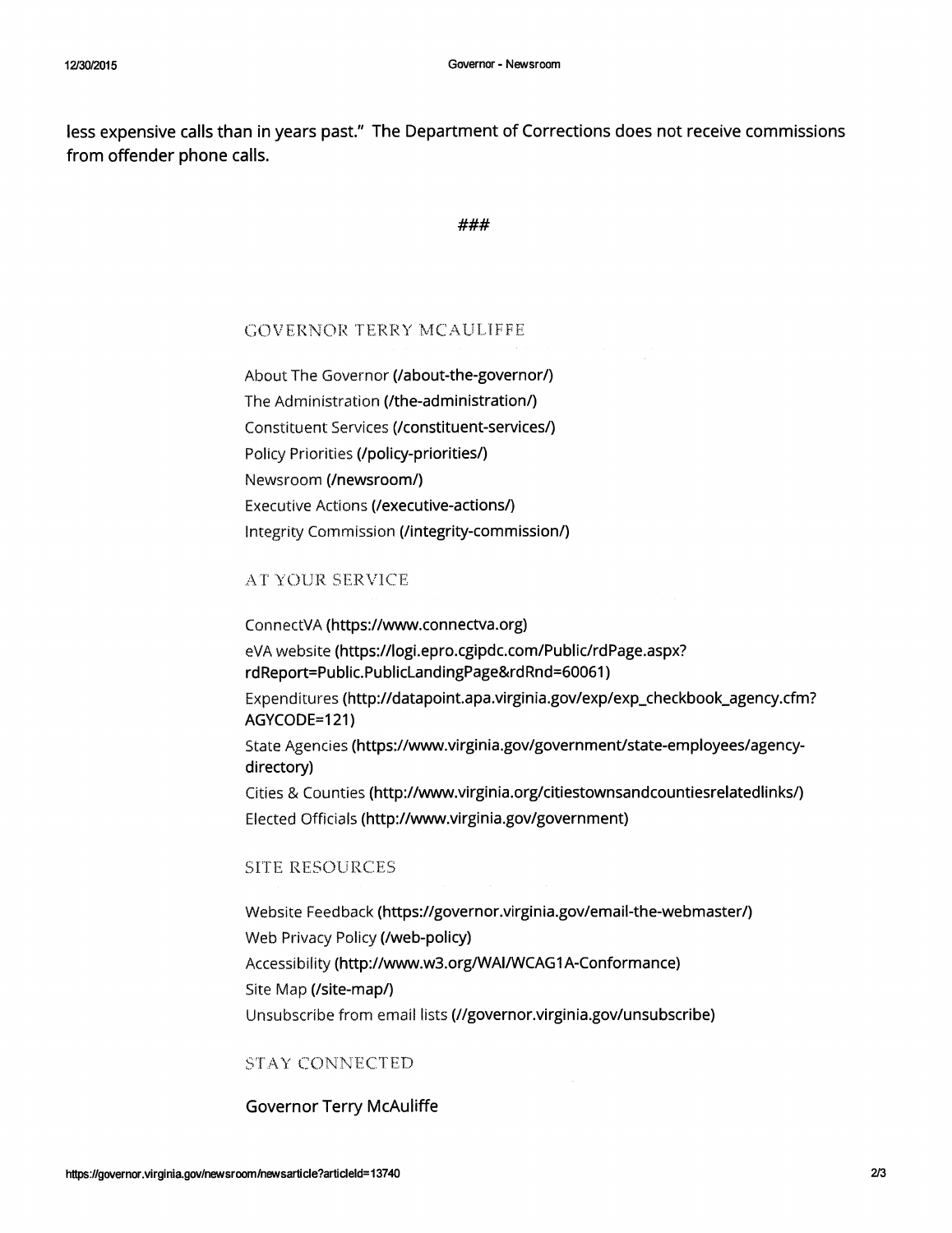less expensive calls than in years past." The Department of Corrections does not receive commissions from offender phone calls.

###

## GOVERNOR TERRY MCAULIFFE

About The Governor (/about-the-governor/)
The Administration (/the-administration/)
Constituent Services (/constituent-services/)
Policy Priorities (/policy-priorities/)
Newsroom (/newsroom/)
Executive Actions (/executive-actions/)
Integrity Commission (/integrity-commission/)

## AT YOUR SERVICE

ConnectVA (https://www.connectva.org)
eVA website (https://logi.epro.cgipdc.com/Public/rdPage.aspx?rdReport=Public.PublicLandingPage&rdRnd=60061)
Expenditures (http://datapoint.apa.virginia.gov/exp/exp_checkbook_agency.cfm?AGYCODE=121)
State Agencies (https://www.virginia.gov/government/state-employees/agency-directory)
Cities & Counties (http://www.virginia.org/citiestownsandcountiesrelatedlinks/)
Elected Officials (http://www.virginia.gov/government)

## SITE RESOURCES

Website Feedback (https://governor.virginia.gov/email-the-webmaster/)
Web Privacy Policy (/web-policy)
Accessibility (http://www.w3.org/WAI/WCAG1A-Conformance)
Site Map (/site-map/)
Unsubscribe from email lists (//governor.virginia.gov/unsubscribe)

## STAY CONNECTED

Governor Terry McAuliffe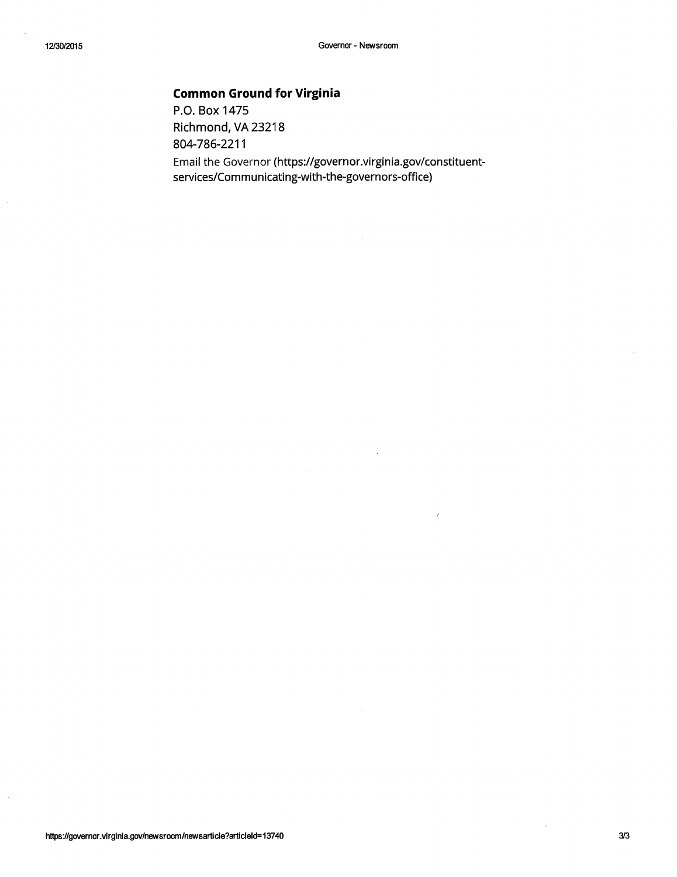**Common Ground for Virginia**

P.O. Box 1475

Richmond, VA 23218

804-786-2211

Email the Governor (https://governor.virginia.gov/constituent-services/Communicating-with-the-governors-office)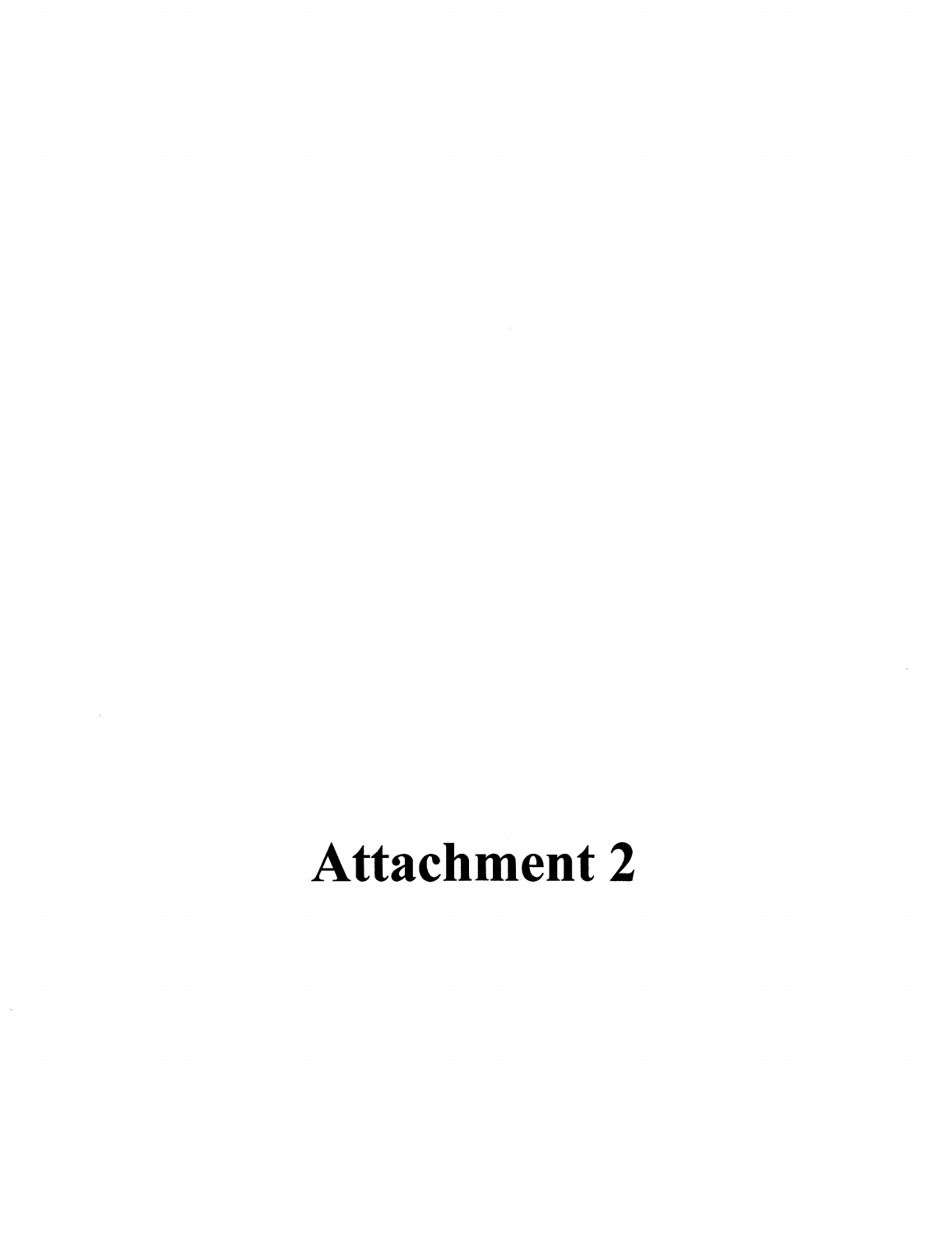# Attachment 2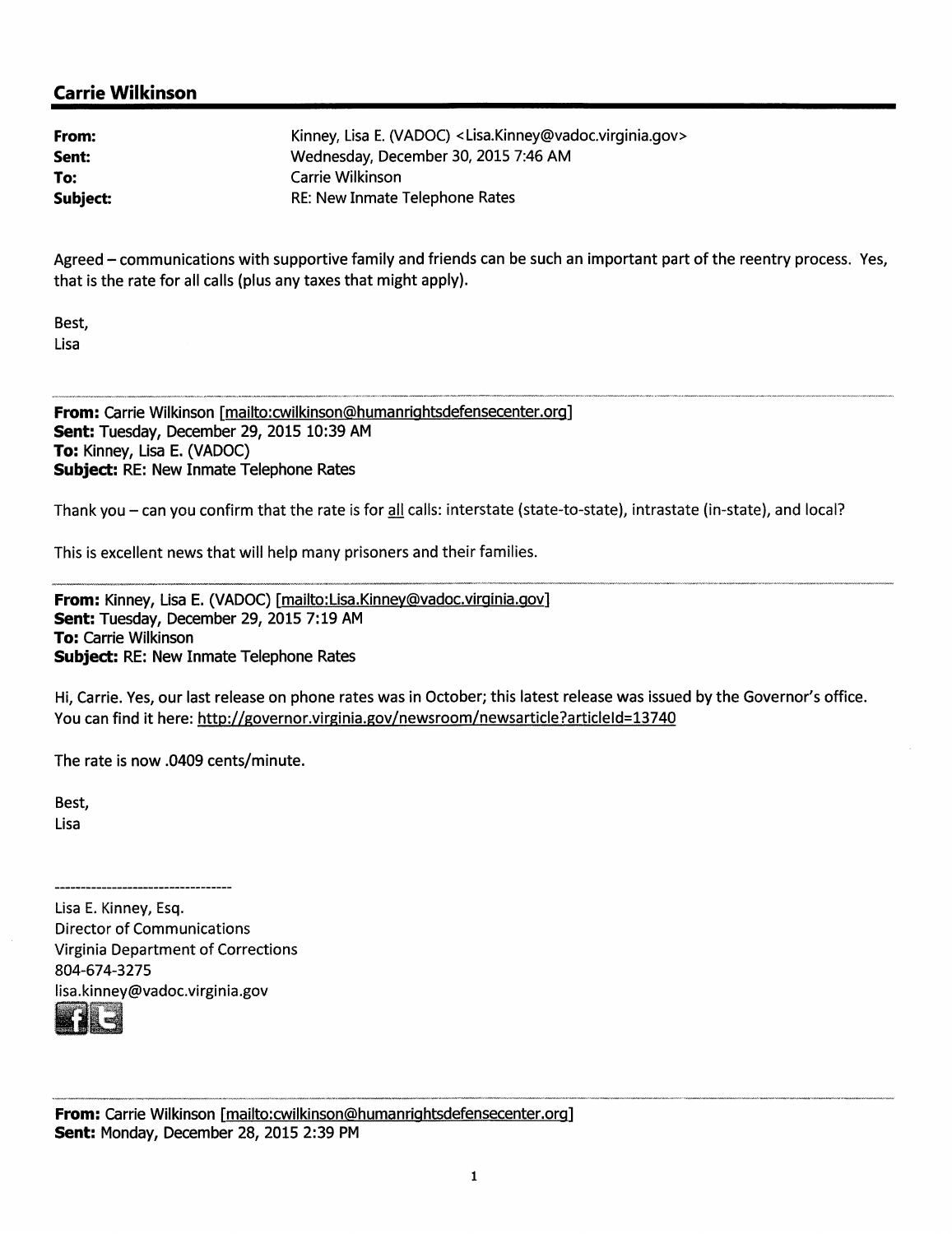## Carrie Wilkinson

| | |
|---|---|
| **From:** | Kinney, Lisa E. (VADOC) <Lisa.Kinney@vadoc.virginia.gov> |
| **Sent:** | Wednesday, December 30, 2015 7:46 AM |
| **To:** | Carrie Wilkinson |
| **Subject:** | RE: New Inmate Telephone Rates |

Agreed – communications with supportive family and friends can be such an important part of the reentry process. Yes, that is the rate for all calls (plus any taxes that might apply).

Best,
Lisa

---

**From:** Carrie Wilkinson [mailto:cwilkinson@humanrightsdefensecenter.org]
**Sent:** Tuesday, December 29, 2015 10:39 AM
**To:** Kinney, Lisa E. (VADOC)
**Subject:** RE: New Inmate Telephone Rates

Thank you – can you confirm that the rate is for all calls: interstate (state-to-state), intrastate (in-state), and local?

This is excellent news that will help many prisoners and their families.

---

**From:** Kinney, Lisa E. (VADOC) [mailto:Lisa.Kinney@vadoc.virginia.gov]
**Sent:** Tuesday, December 29, 2015 7:19 AM
**To:** Carrie Wilkinson
**Subject:** RE: New Inmate Telephone Rates

Hi, Carrie. Yes, our last release on phone rates was in October; this latest release was issued by the Governor's office. You can find it here: http://governor.virginia.gov/newsroom/newsarticle?articleId=13740

The rate is now .0409 cents/minute.

Best,
Lisa

----------------------------------
Lisa E. Kinney, Esq.
Director of Communications
Virginia Department of Corrections
804-674-3275
lisa.kinney@vadoc.virginia.gov

---

**From:** Carrie Wilkinson [mailto:cwilkinson@humanrightsdefensecenter.org]
**Sent:** Monday, December 28, 2015 2:39 PM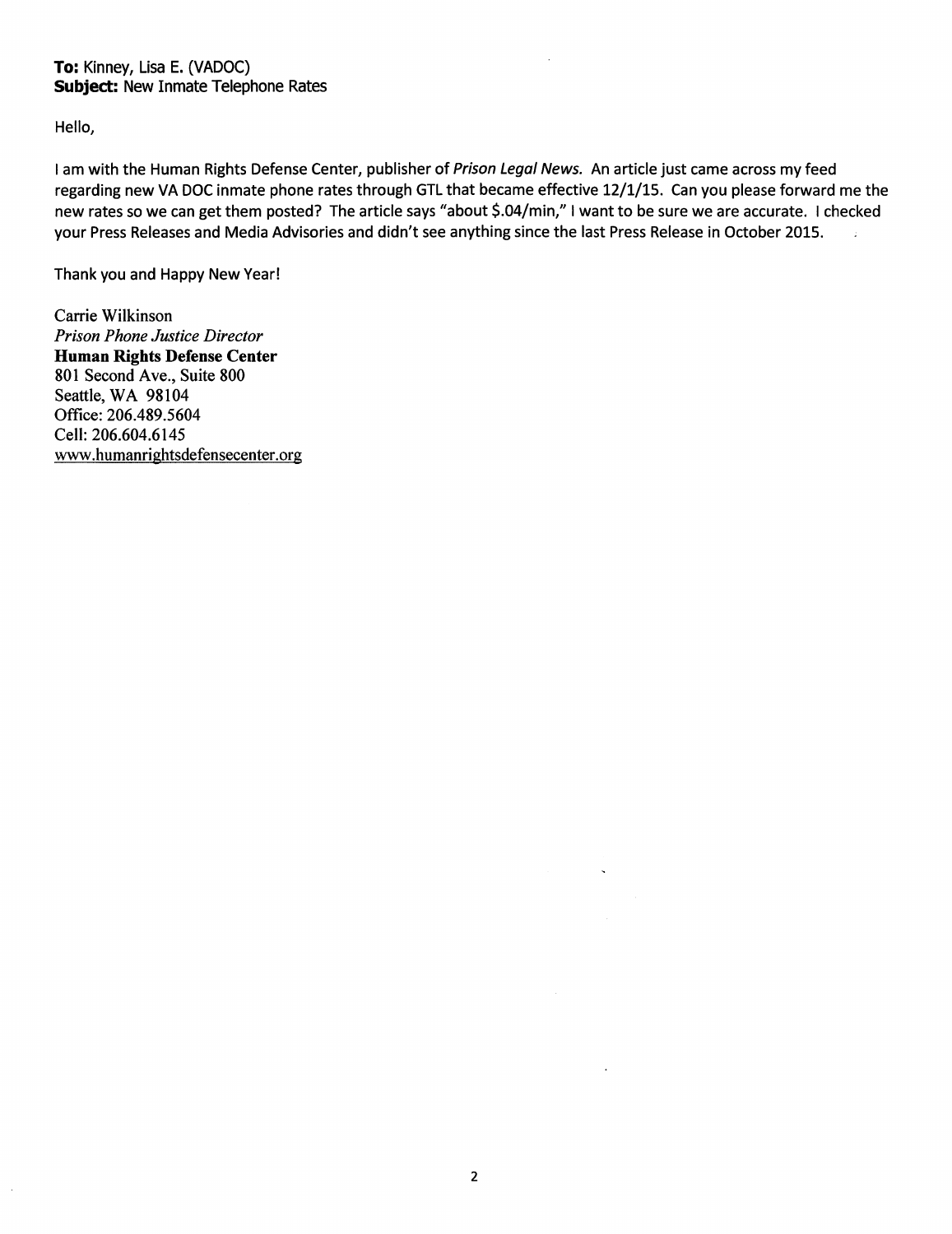**To:** Kinney, Lisa E. (VADOC)
**Subject:** New Inmate Telephone Rates

Hello,

I am with the Human Rights Defense Center, publisher of *Prison Legal News.* An article just came across my feed regarding new VA DOC inmate phone rates through GTL that became effective 12/1/15. Can you please forward me the new rates so we can get them posted? The article says "about $.04/min," I want to be sure we are accurate. I checked your Press Releases and Media Advisories and didn't see anything since the last Press Release in October 2015.

Thank you and Happy New Year!

Carrie Wilkinson
*Prison Phone Justice Director*
**Human Rights Defense Center**
801 Second Ave., Suite 800
Seattle, WA 98104
Office: 206.489.5604
Cell: 206.604.6145
www.humanrightsdefensecenter.org